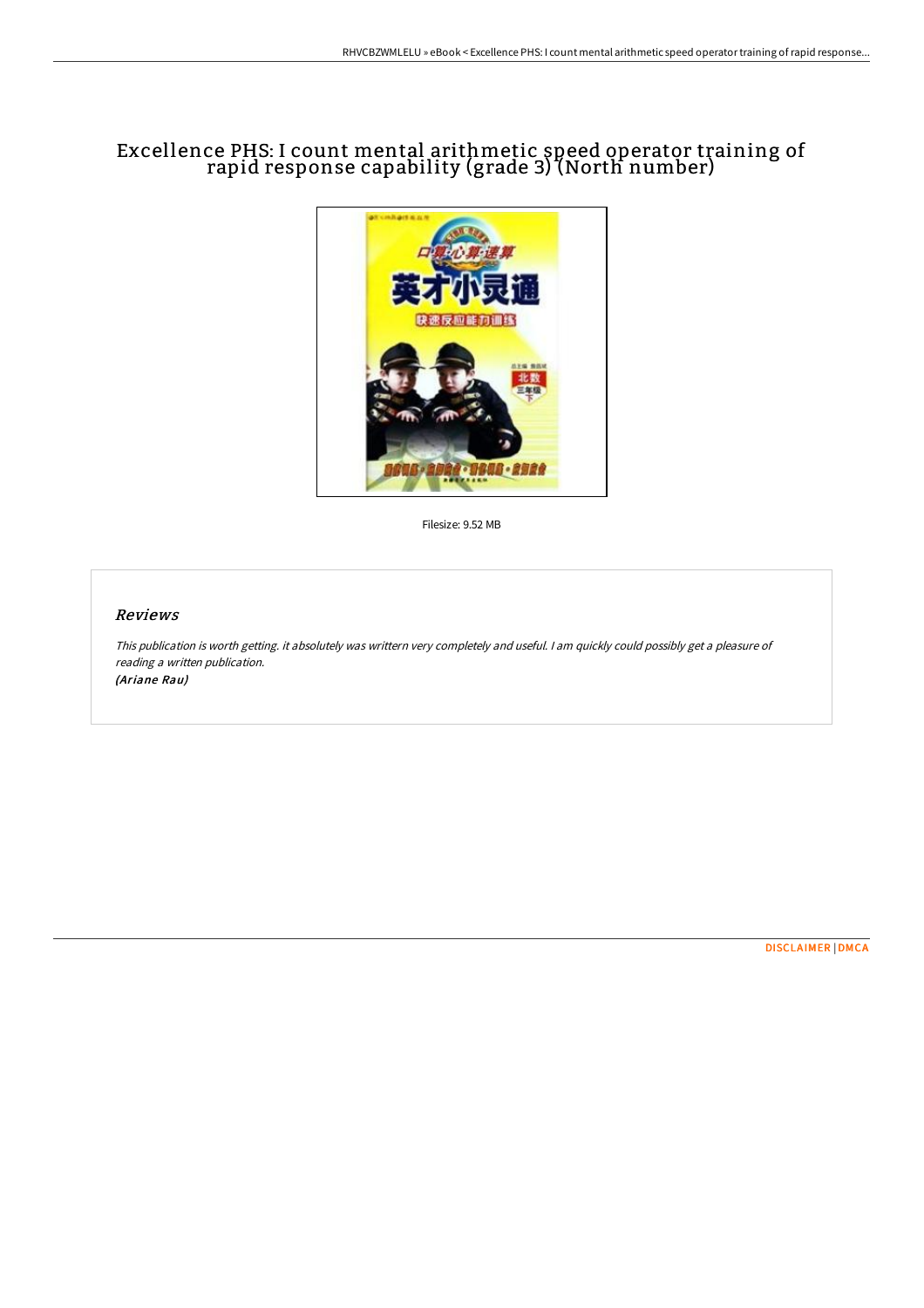# Excellence PHS: I count mental arithmetic speed operator training of rapid response capability (grade 3) (North number)

Filesize: 9.52 MB

## Reviews

*This publication is worth getting. it absolutely was writtern very completely and useful. I am quickly could possibly get a pleasure of reading a written publication.*
*(Ariane Rau)*

DISCLAIMER | DMCA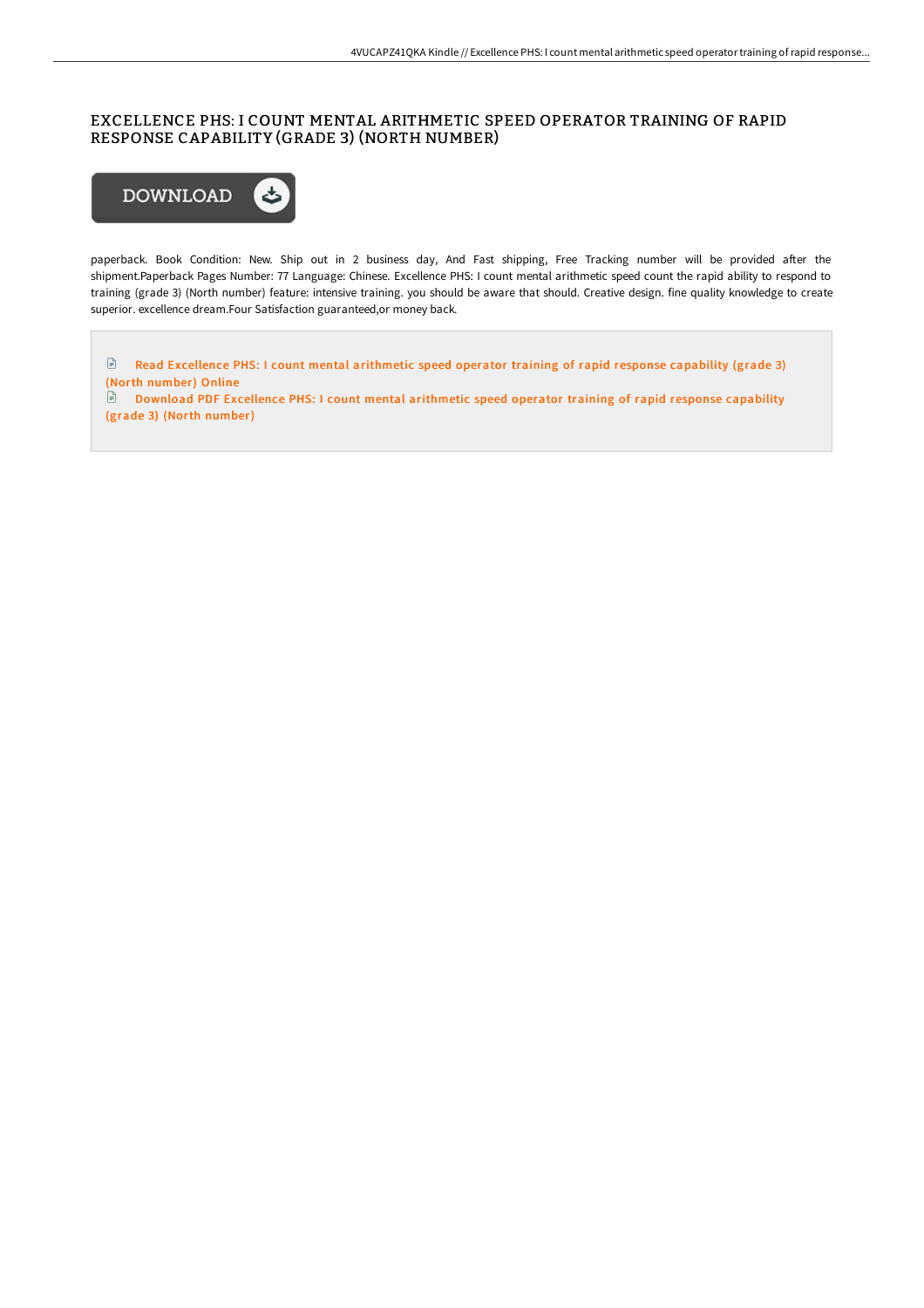# EXCELLENCE PHS: I COUNT MENTAL ARITHMETIC SPEED OPERATOR TRAINING OF RAPID RESPONSE CAPABILITY (GRADE 3) (NORTH NUMBER)

paperback. Book Condition: New. Ship out in 2 business day, And Fast shipping, Free Tracking number will be provided after the shipment.Paperback Pages Number: 77 Language: Chinese. Excellence PHS: I count mental arithmetic speed count the rapid ability to respond to training (grade 3) (North number) feature: intensive training. you should be aware that should. Creative design. fine quality knowledge to create superior. excellence dream.Four Satisfaction guaranteed,or money back.

Read Excellence PHS: I count mental arithmetic speed operator training of rapid response capability (grade 3) (North number) Online

Download PDF Excellence PHS: I count mental arithmetic speed operator training of rapid response capability (grade 3) (North number)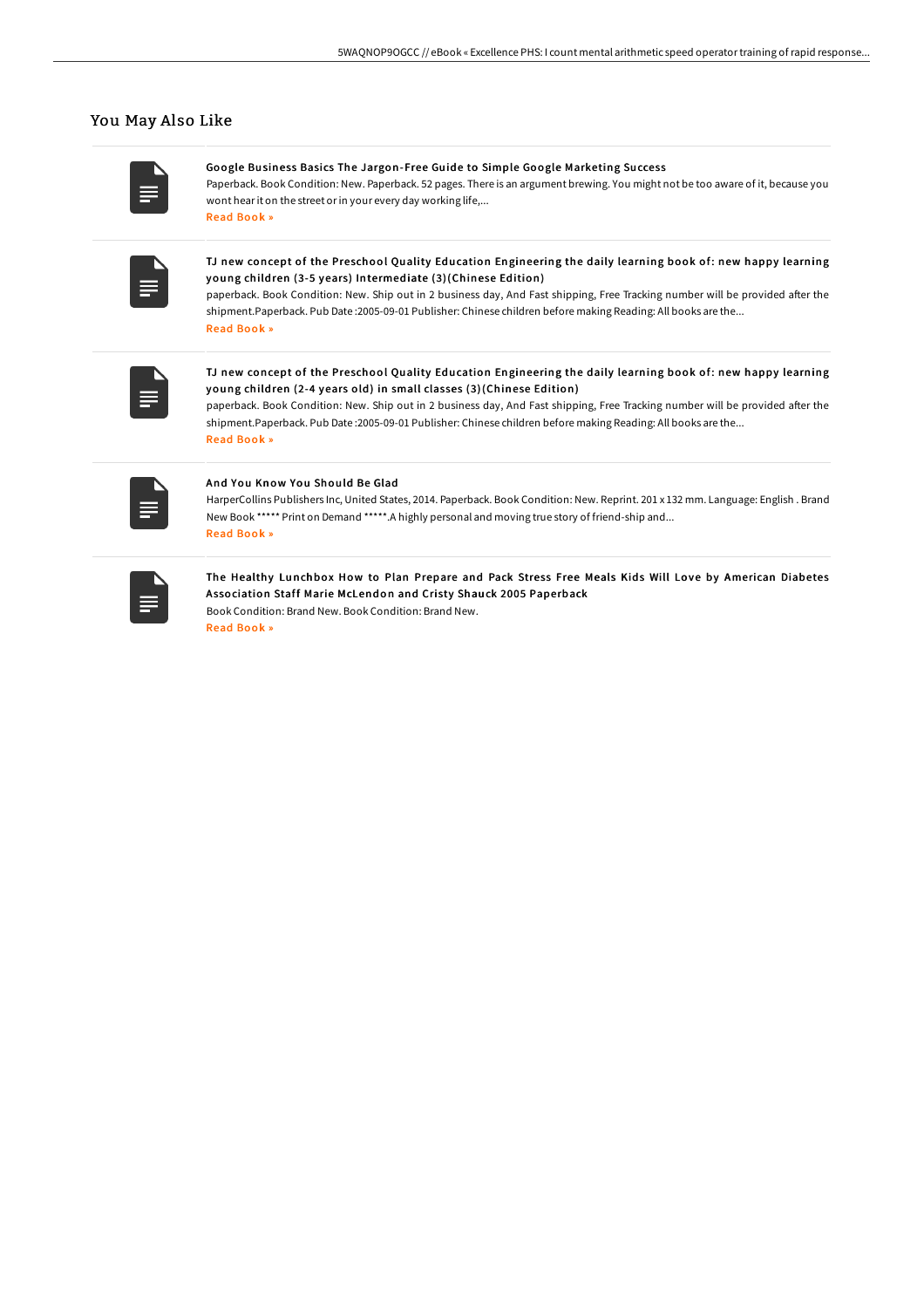## You May Also Like

**Google Business Basics The Jargon-Free Guide to Simple Google Marketing Success**

Paperback. Book Condition: New. Paperback. 52 pages. There is an argument brewing. You might not be too aware of it, because you wont hear it on the street or in your every day working life,...

Read Book »

**TJ new concept of the Preschool Quality Education Engineering the daily learning book of: new happy learning young children (3-5 years) Intermediate (3)(Chinese Edition)**

paperback. Book Condition: New. Ship out in 2 business day, And Fast shipping, Free Tracking number will be provided after the shipment.Paperback. Pub Date :2005-09-01 Publisher: Chinese children before making Reading: All books are the...

Read Book »

**TJ new concept of the Preschool Quality Education Engineering the daily learning book of: new happy learning young children (2-4 years old) in small classes (3)(Chinese Edition)**

paperback. Book Condition: New. Ship out in 2 business day, And Fast shipping, Free Tracking number will be provided after the shipment.Paperback. Pub Date :2005-09-01 Publisher: Chinese children before making Reading: All books are the...

Read Book »

**And You Know You Should Be Glad**

HarperCollins Publishers Inc, United States, 2014. Paperback. Book Condition: New. Reprint. 201 x 132 mm. Language: English . Brand New Book ***** Print on Demand *****.A highly personal and moving true story of friend-ship and...

Read Book »

**The Healthy Lunchbox How to Plan Prepare and Pack Stress Free Meals Kids Will Love by American Diabetes Association Staff Marie McLendon and Cristy Shauck 2005 Paperback**

Book Condition: Brand New. Book Condition: Brand New.

Read Book »